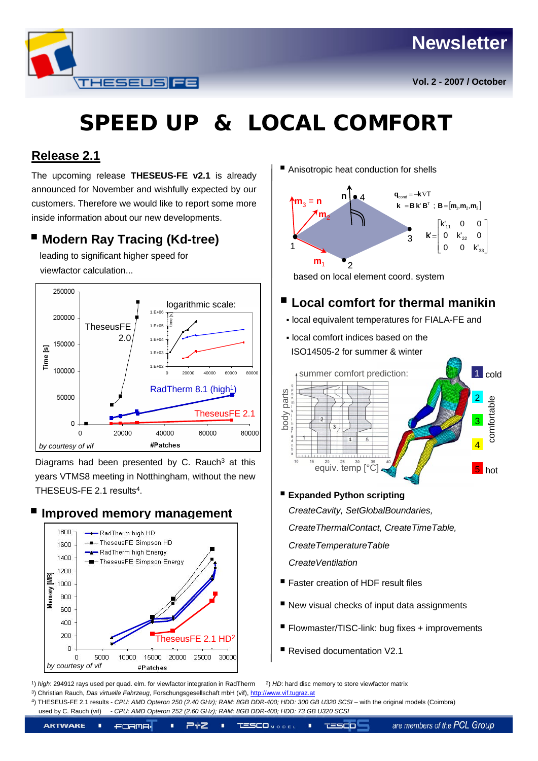# SPEED UP & LOCAL COMFORT

## Release 2.1

The upcoming release **THESEUS-FE v2.1** is already announced for November and wishfully expected by our customers. Therefore we would like to report some more inside information about our new developments.

### Modern Ray Tracing (Kd-tree)

leading to significant higher speed for viewfactor calculation...

Diagrams had been presented by C. Rauch[3] at this years VTMS8 meeting in Notthingham, without the new THESEUS-FE 2.1 results[4].

### Improved memory management

- Anisotropic heat conduction for shells

$q_{cond} = -\mathbf{k}\nabla T$

$\mathbf{k} = \mathbf{B}\,\mathbf{k}'\,\mathbf{B}^T$ ; $\mathbf{B} = [\mathbf{m}_1, \mathbf{m}_2, \mathbf{m}_3]$

$$\mathbf{k}' = \begin{bmatrix} k'_{11} & 0 & 0 \\ 0 & k'_{22} & 0 \\ 0 & 0 & k'_{33} \end{bmatrix}$$

based on local element coord. system

### Local comfort for thermal manikin

- local equivalent temperatures for FIALA-FE and
- local comfort indices based on the ISO14505-2 for summer & winter

- **Expanded Python scripting**

  *CreateCavity, SetGlobalBoundaries,*

  *CreateThermalContact, CreateTimeTable,*

  *CreateTemperatureTable*

  *CreateVentilation*

- Faster creation of HDF result files
- New visual checks of input data assignments
- Flowmaster/TISC-link: bug fixes + improvements
- Revised documentation V2.1

[1]) *high*: 294912 rays used per quad. elm. for viewfactor integration in RadTherm [2]) *HD*: hard disc memory to store viewfactor matrix

[3]) Christian Rauch, *Das virtuelle Fahrzeug*, Forschungsgesellschaft mbH (vif), http://www.vif.tugraz.at

[4]) THESEUS-FE 2.1 results - *CPU: AMD Opteron 250 (2.40 GHz); RAM: 8GB DDR-400; HDD: 300 GB U320 SCSI* – with the original models (Coimbra) used by C. Rauch (vif) - *CPU: AMD Opteron 252 (2.60 GHz); RAM: 8GB DDR-400; HDD: 73 GB U320 SCSI*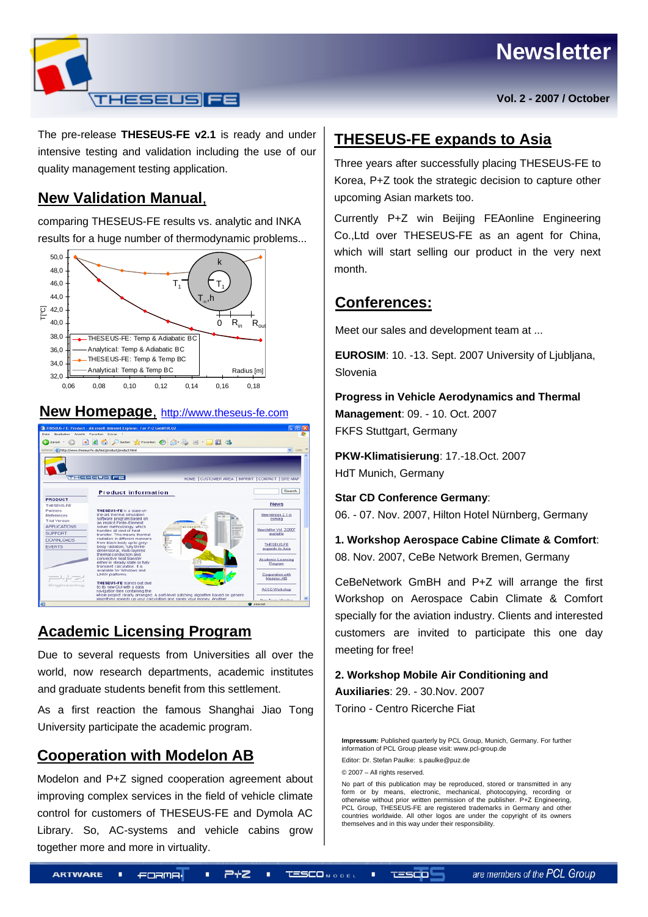# Newsletter

Vol. 2 - 2007 / October

The pre-release **THESEUS-FE v2.1** is ready and under intensive testing and validation including the use of our quality management testing application.

## New Validation Manual,

comparing THESEUS-FE results vs. analytic and INKA results for a huge number of thermodynamic problems...

50,0
48,0
46,0
44,0
42,0
40,0
38,0
36,0
34,0
32,0
T[°C]
0,06 0,08 0,10 0,12 0,14 0,16 0,18
Radius [m]
k
$T_1$
$T_1$
$T_\infty$,h
0 $R_{in}$ $R_{out}$
THESEUS-FE: Temp & Adiabatic BC
Analytical: Temp & Adiabatic BC
THESEUS-FE: Temp & Temp BC
Analytical: Temp & Temp BC

## New Homepage, http://www.theseus-fe.com

## Academic Licensing Program

Due to several requests from Universities all over the world, now research departments, academic institutes and graduate students benefit from this settlement.

As a first reaction the famous Shanghai Jiao Tong University participate the academic program.

## Cooperation with Modelon AB

Modelon and P+Z signed cooperation agreement about improving complex services in the field of vehicle climate control for customers of THESEUS-FE and Dymola AC Library. So, AC-systems and vehicle cabins grow together more and more in virtuality.

## THESEUS-FE expands to Asia

Three years after successfully placing THESEUS-FE to Korea, P+Z took the strategic decision to capture other upcoming Asian markets too.

Currently P+Z win Beijing FEAonline Engineering Co.,Ltd over THESEUS-FE as an agent for China, which will start selling our product in the very next month.

## Conferences:

Meet our sales and development team at ...

**EUROSIM**: 10. -13. Sept. 2007 University of Ljubljana, Slovenia

**Progress in Vehicle Aerodynamics and Thermal Management**: 09. - 10. Oct. 2007
FKFS Stuttgart, Germany

**PKW-Klimatisierung**: 17.-18.Oct. 2007
HdT Munich, Germany

**Star CD Conference Germany**:
06. - 07. Nov. 2007, Hilton Hotel Nürnberg, Germany

**1. Workshop Aerospace Cabine Climate & Comfort**:
08. Nov. 2007, CeBe Network Bremen, Germany

CeBeNetwork GmBH and P+Z will arrange the first Workshop on Aerospace Cabin Climate & Comfort specially for the aviation industry. Clients and interested customers are invited to participate this one day meeting for free!

**2. Workshop Mobile Air Conditioning and Auxiliaries**: 29. - 30.Nov. 2007
Torino - Centro Ricerche Fiat

**Impressum:** Published quarterly by PCL Group, Munich, Germany. For further information of PCL Group please visit: www.pcl-group.de

Editor: Dr. Stefan Paulke: s.paulke@puz.de

© 2007 – All rights reserved.

No part of this publication may be reproduced, stored or transmitted in any form or by means, electronic, mechanical, photocopying, recording or otherwise without prior written permission of the publisher. P+Z Engineering, PCL Group, THESEUS-FE are registered trademarks in Germany and other countries worldwide. All other logos are under the copyright of its owners themselves and in this way under their responsibility.

ARTWARE ▪ FORMA ▪ P+Z ▪ TESCO MODEL ▪ TESCO TS — are members of the PCL Group